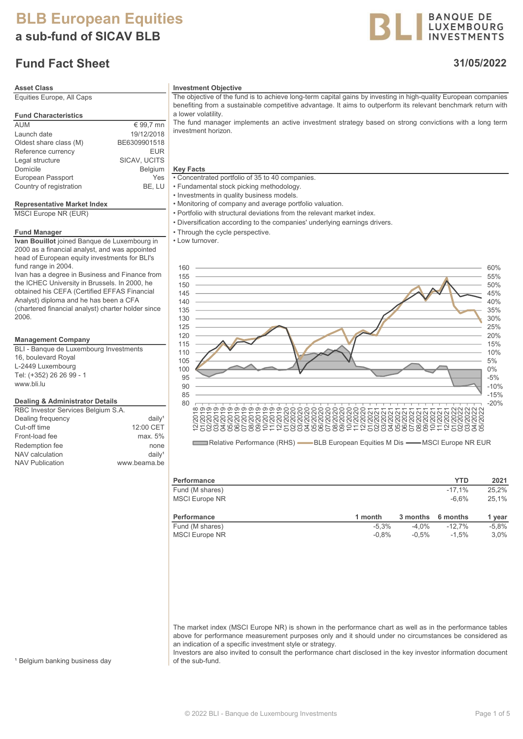# BLB European Equities

## a sub-fund of SICAV BLB

BANQUE DE LUXEMBOURG INVESTMENTS

## Fund Fact Sheet

31/05/2022

### Asset Class

Equities Europe, All Caps

### Fund Characteristics

| | |
|---|---|
| AUM | € 99,7 mn |
| Launch date | 19/12/2018 |
| Oldest share class (M) | BE6309901518 |
| Reference currency | EUR |
| Legal structure | SICAV, UCITS |
| Domicile | Belgium |
| European Passport | Yes |
| Country of registration | BE, LU |

### Representative Market Index

MSCI Europe NR (EUR)

### Fund Manager

**Ivan Bouillot** joined Banque de Luxembourg in 2000 as a financial analyst, and was appointed head of European equity investments for BLI's fund range in 2004.
Ivan has a degree in Business and Finance from the ICHEC University in Brussels. In 2000, he obtained his CEFA (Certified EFFAS Financial Analyst) diploma and he has been a CFA (chartered financial analyst) charter holder since 2006.

### Management Company

BLI - Banque de Luxembourg Investments
16, boulevard Royal
L-2449 Luxembourg
Tel: (+352) 26 26 99 - 1
www.bli.lu

### Dealing & Administrator Details

| | |
|---|---|
| RBC Investor Services Belgium S.A. | |
| Dealing frequency | daily[1] |
| Cut-off time | 12:00 CET |
| Front-load fee | max. 5% |
| Redemption fee | none |
| NAV calculation | daily[1] |
| NAV Publication | www.beama.be |

[1] Belgium banking business day

### Investment Objective

The objective of the fund is to achieve long-term capital gains by investing in high-quality European companies benefiting from a sustainable competitive advantage. It aims to outperform its relevant benchmark return with a lower volatility.
The fund manager implements an active investment strategy based on strong convictions with a long term investment horizon.

### Key Facts

- Concentrated portfolio of 35 to 40 companies.
- Fundamental stock picking methodology.
- Investments in quality business models.
- Monitoring of company and average portfolio valuation.
- Portfolio with structural deviations from the relevant market index.
- Diversification according to the companies' underlying earnings drivers.
- Through the cycle perspective.
- Low turnover.

Relative Performance (RHS) — BLB European Equities M Dis — MSCI Europe NR EUR

| Performance | YTD | 2021 |
|---|---|---|
| Fund (M shares) | -17,1% | 25,2% |
| MSCI Europe NR | -6,6% | 25,1% |

| Performance | 1 month | 3 months | 6 months | 1 year |
|---|---|---|---|---|
| Fund (M shares) | -5,3% | -4,0% | -12,7% | -5,8% |
| MSCI Europe NR | -0,8% | -0,5% | -1,5% | 3,0% |

The market index (MSCI Europe NR) is shown in the performance chart as well as in the performance tables above for performance measurement purposes only and it should under no circumstances be considered as an indication of a specific investment style or strategy.
Investors are also invited to consult the performance chart disclosed in the key investor information document of the sub-fund.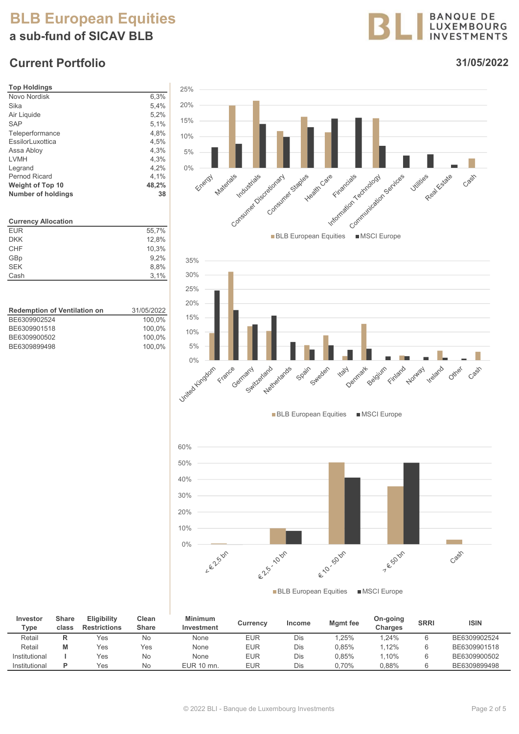# BLB European Equities

## a sub-fund of SICAV BLB

## Current Portfolio

31/05/2022

| Top Holdings | |
|---|---|
| Novo Nordisk | 6,3% |
| Sika | 5,4% |
| Air Liquide | 5,2% |
| SAP | 5,1% |
| Teleperformance | 4,8% |
| EssilorLuxottica | 4,5% |
| Assa Abloy | 4,3% |
| LVMH | 4,3% |
| Legrand | 4,2% |
| Pernod Ricard | 4,1% |
| **Weight of Top 10** | **48,2%** |
| **Number of holdings** | **38** |

| Currency Allocation | |
|---|---|
| EUR | 55,7% |
| DKK | 12,8% |
| CHF | 10,3% |
| GBp | 9,2% |
| SEK | 8,8% |
| Cash | 3,1% |

| Redemption of Ventilation on | 31/05/2022 |
|---|---|
| BE6309902524 | 100,0% |
| BE6309901518 | 100,0% |
| BE6309900502 | 100,0% |
| BE6309899498 | 100,0% |

| Investor Type | Share class | Eligibility Restrictions | Clean Share | Minimum Investment | Currency | Income | Mgmt fee | On-going Charges | SRRI | ISIN |
|---|---|---|---|---|---|---|---|---|---|---|
| Retail | **R** | Yes | No | None | EUR | Dis | 1,25% | 1,24% | 6 | BE6309902524 |
| Retail | **M** | Yes | Yes | None | EUR | Dis | 0,85% | 1,12% | 6 | BE6309901518 |
| Institutional | **I** | Yes | No | None | EUR | Dis | 0,85% | 1,10% | 6 | BE6309900502 |
| Institutional | **P** | Yes | No | EUR 10 mn. | EUR | Dis | 0,70% | 0,88% | 6 | BE6309899498 |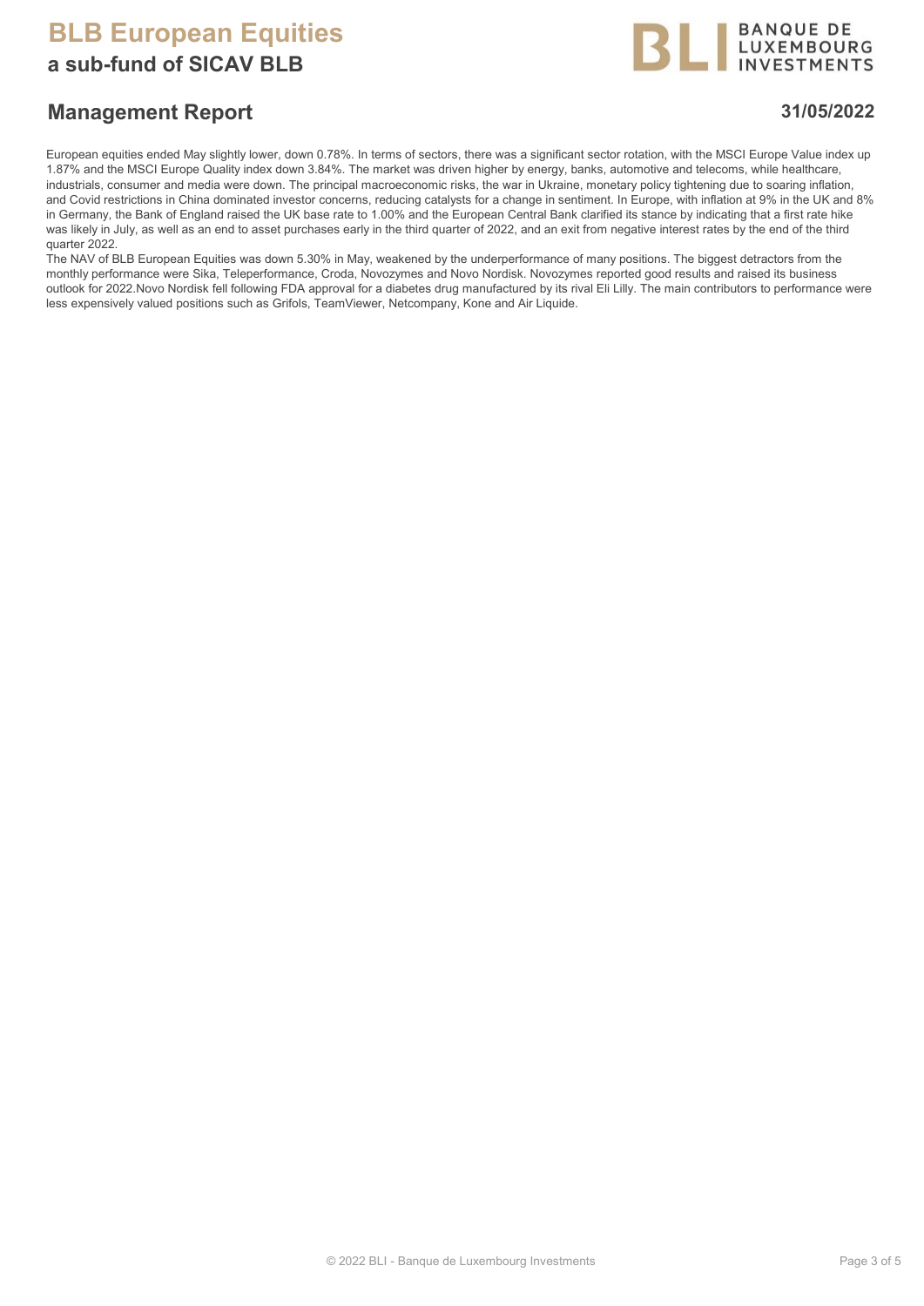# BLB European Equities

## a sub-fund of SICAV BLB

## Management Report

**31/05/2022**

European equities ended May slightly lower, down 0.78%. In terms of sectors, there was a significant sector rotation, with the MSCI Europe Value index up 1.87% and the MSCI Europe Quality index down 3.84%. The market was driven higher by energy, banks, automotive and telecoms, while healthcare, industrials, consumer and media were down. The principal macroeconomic risks, the war in Ukraine, monetary policy tightening due to soaring inflation, and Covid restrictions in China dominated investor concerns, reducing catalysts for a change in sentiment. In Europe, with inflation at 9% in the UK and 8% in Germany, the Bank of England raised the UK base rate to 1.00% and the European Central Bank clarified its stance by indicating that a first rate hike was likely in July, as well as an end to asset purchases early in the third quarter of 2022, and an exit from negative interest rates by the end of the third quarter 2022.

The NAV of BLB European Equities was down 5.30% in May, weakened by the underperformance of many positions. The biggest detractors from the monthly performance were Sika, Teleperformance, Croda, Novozymes and Novo Nordisk. Novozymes reported good results and raised its business outlook for 2022.Novo Nordisk fell following FDA approval for a diabetes drug manufactured by its rival Eli Lilly. The main contributors to performance were less expensively valued positions such as Grifols, TeamViewer, Netcompany, Kone and Air Liquide.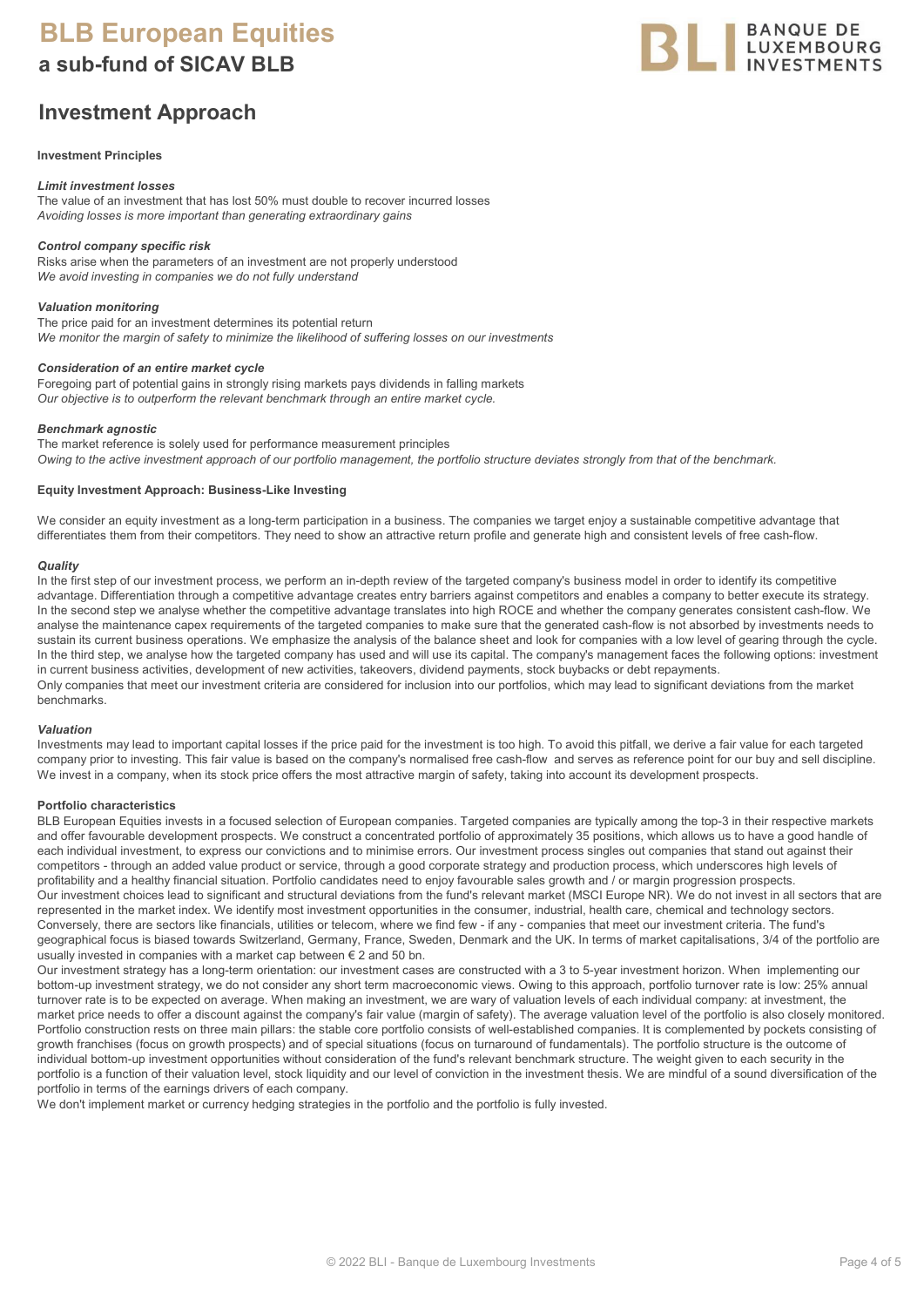# BLB European Equities

## a sub-fund of SICAV BLB

## Investment Approach

**Investment Principles**

***Limit investment losses***

The value of an investment that has lost 50% must double to recover incurred losses
*Avoiding losses is more important than generating extraordinary gains*

***Control company specific risk***

Risks arise when the parameters of an investment are not properly understood
*We avoid investing in companies we do not fully understand*

***Valuation monitoring***

The price paid for an investment determines its potential return
*We monitor the margin of safety to minimize the likelihood of suffering losses on our investments*

***Consideration of an entire market cycle***

Foregoing part of potential gains in strongly rising markets pays dividends in falling markets
*Our objective is to outperform the relevant benchmark through an entire market cycle.*

***Benchmark agnostic***

The market reference is solely used for performance measurement principles
*Owing to the active investment approach of our portfolio management, the portfolio structure deviates strongly from that of the benchmark.*

**Equity Investment Approach: Business-Like Investing**

We consider an equity investment as a long-term participation in a business. The companies we target enjoy a sustainable competitive advantage that differentiates them from their competitors. They need to show an attractive return profile and generate high and consistent levels of free cash-flow.

***Quality***

In the first step of our investment process, we perform an in-depth review of the targeted company's business model in order to identify its competitive advantage. Differentiation through a competitive advantage creates entry barriers against competitors and enables a company to better execute its strategy. In the second step we analyse whether the competitive advantage translates into high ROCE and whether the company generates consistent cash-flow. We analyse the maintenance capex requirements of the targeted companies to make sure that the generated cash-flow is not absorbed by investments needs to sustain its current business operations. We emphasize the analysis of the balance sheet and look for companies with a low level of gearing through the cycle. In the third step, we analyse how the targeted company has used and will use its capital. The company's management faces the following options: investment in current business activities, development of new activities, takeovers, dividend payments, stock buybacks or debt repayments.
Only companies that meet our investment criteria are considered for inclusion into our portfolios, which may lead to significant deviations from the market benchmarks.

***Valuation***

Investments may lead to important capital losses if the price paid for the investment is too high. To avoid this pitfall, we derive a fair value for each targeted company prior to investing. This fair value is based on the company's normalised free cash-flow and serves as reference point for our buy and sell discipline. We invest in a company, when its stock price offers the most attractive margin of safety, taking into account its development prospects.

**Portfolio characteristics**

BLB European Equities invests in a focused selection of European companies. Targeted companies are typically among the top-3 in their respective markets and offer favourable development prospects. We construct a concentrated portfolio of approximately 35 positions, which allows us to have a good handle of each individual investment, to express our convictions and to minimise errors. Our investment process singles out companies that stand out against their competitors - through an added value product or service, through a good corporate strategy and production process, which underscores high levels of profitability and a healthy financial situation. Portfolio candidates need to enjoy favourable sales growth and / or margin progression prospects.
Our investment choices lead to significant and structural deviations from the fund's relevant market (MSCI Europe NR). We do not invest in all sectors that are represented in the market index. We identify most investment opportunities in the consumer, industrial, health care, chemical and technology sectors. Conversely, there are sectors like financials, utilities or telecom, where we find few - if any - companies that meet our investment criteria. The fund's geographical focus is biased towards Switzerland, Germany, France, Sweden, Denmark and the UK. In terms of market capitalisations, 3/4 of the portfolio are usually invested in companies with a market cap between € 2 and 50 bn.
Our investment strategy has a long-term orientation: our investment cases are constructed with a 3 to 5-year investment horizon. When implementing our bottom-up investment strategy, we do not consider any short term macroeconomic views. Owing to this approach, portfolio turnover rate is low: 25% annual turnover rate is to be expected on average. When making an investment, we are wary of valuation levels of each individual company: at investment, the market price needs to offer a discount against the company's fair value (margin of safety). The average valuation level of the portfolio is also closely monitored. Portfolio construction rests on three main pillars: the stable core portfolio consists of well-established companies. It is complemented by pockets consisting of growth franchises (focus on growth prospects) and of special situations (focus on turnaround of fundamentals). The portfolio structure is the outcome of individual bottom-up investment opportunities without consideration of the fund's relevant benchmark structure. The weight given to each security in the portfolio is a function of their valuation level, stock liquidity and our level of conviction in the investment thesis. We are mindful of a sound diversification of the portfolio in terms of the earnings drivers of each company.
We don't implement market or currency hedging strategies in the portfolio and the portfolio is fully invested.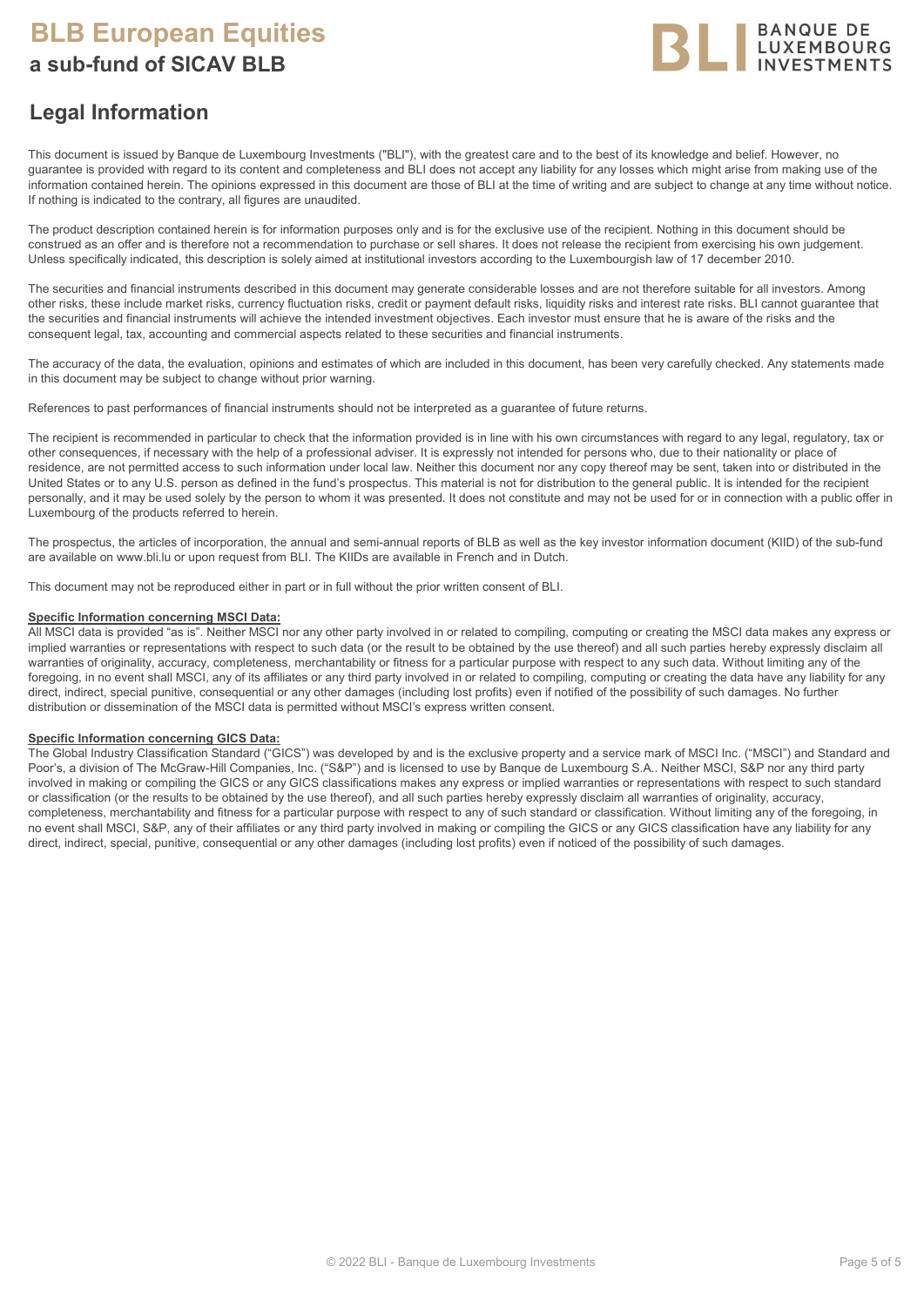## Legal Information

This document is issued by Banque de Luxembourg Investments ("BLI"), with the greatest care and to the best of its knowledge and belief. However, no guarantee is provided with regard to its content and completeness and BLI does not accept any liability for any losses which might arise from making use of the information contained herein. The opinions expressed in this document are those of BLI at the time of writing and are subject to change at any time without notice. If nothing is indicated to the contrary, all figures are unaudited.

The product description contained herein is for information purposes only and is for the exclusive use of the recipient. Nothing in this document should be construed as an offer and is therefore not a recommendation to purchase or sell shares. It does not release the recipient from exercising his own judgement. Unless specifically indicated, this description is solely aimed at institutional investors according to the Luxembourgish law of 17 december 2010.

The securities and financial instruments described in this document may generate considerable losses and are not therefore suitable for all investors. Among other risks, these include market risks, currency fluctuation risks, credit or payment default risks, liquidity risks and interest rate risks. BLI cannot guarantee that the securities and financial instruments will achieve the intended investment objectives. Each investor must ensure that he is aware of the risks and the consequent legal, tax, accounting and commercial aspects related to these securities and financial instruments.

The accuracy of the data, the evaluation, opinions and estimates of which are included in this document, has been very carefully checked. Any statements made in this document may be subject to change without prior warning.

References to past performances of financial instruments should not be interpreted as a guarantee of future returns.

The recipient is recommended in particular to check that the information provided is in line with his own circumstances with regard to any legal, regulatory, tax or other consequences, if necessary with the help of a professional adviser. It is expressly not intended for persons who, due to their nationality or place of residence, are not permitted access to such information under local law. Neither this document nor any copy thereof may be sent, taken into or distributed in the United States or to any U.S. person as defined in the fund's prospectus. This material is not for distribution to the general public. It is intended for the recipient personally, and it may be used solely by the person to whom it was presented. It does not constitute and may not be used for or in connection with a public offer in Luxembourg of the products referred to herein.

The prospectus, the articles of incorporation, the annual and semi-annual reports of BLB as well as the key investor information document (KIID) of the sub-fund are available on www.bli.lu or upon request from BLI. The KIIDs are available in French and in Dutch.

This document may not be reproduced either in part or in full without the prior written consent of BLI.

**Specific Information concerning MSCI Data:**
All MSCI data is provided "as is". Neither MSCI nor any other party involved in or related to compiling, computing or creating the MSCI data makes any express or implied warranties or representations with respect to such data (or the result to be obtained by the use thereof) and all such parties hereby expressly disclaim all warranties of originality, accuracy, completeness, merchantability or fitness for a particular purpose with respect to any such data. Without limiting any of the foregoing, in no event shall MSCI, any of its affiliates or any third party involved in or related to compiling, computing or creating the data have any liability for any direct, indirect, special punitive, consequential or any other damages (including lost profits) even if notified of the possibility of such damages. No further distribution or dissemination of the MSCI data is permitted without MSCI's express written consent.

**Specific Information concerning GICS Data:**
The Global Industry Classification Standard ("GICS") was developed by and is the exclusive property and a service mark of MSCI Inc. ("MSCI") and Standard and Poor's, a division of The McGraw-Hill Companies, Inc. ("S&P") and is licensed to use by Banque de Luxembourg S.A.. Neither MSCI, S&P nor any third party involved in making or compiling the GICS or any GICS classifications makes any express or implied warranties or representations with respect to such standard or classification (or the results to be obtained by the use thereof), and all such parties hereby expressly disclaim all warranties of originality, accuracy, completeness, merchantability and fitness for a particular purpose with respect to any of such standard or classification. Without limiting any of the foregoing, in no event shall MSCI, S&P, any of their affiliates or any third party involved in making or compiling the GICS or any GICS classification have any liability for any direct, indirect, special, punitive, consequential or any other damages (including lost profits) even if noticed of the possibility of such damages.